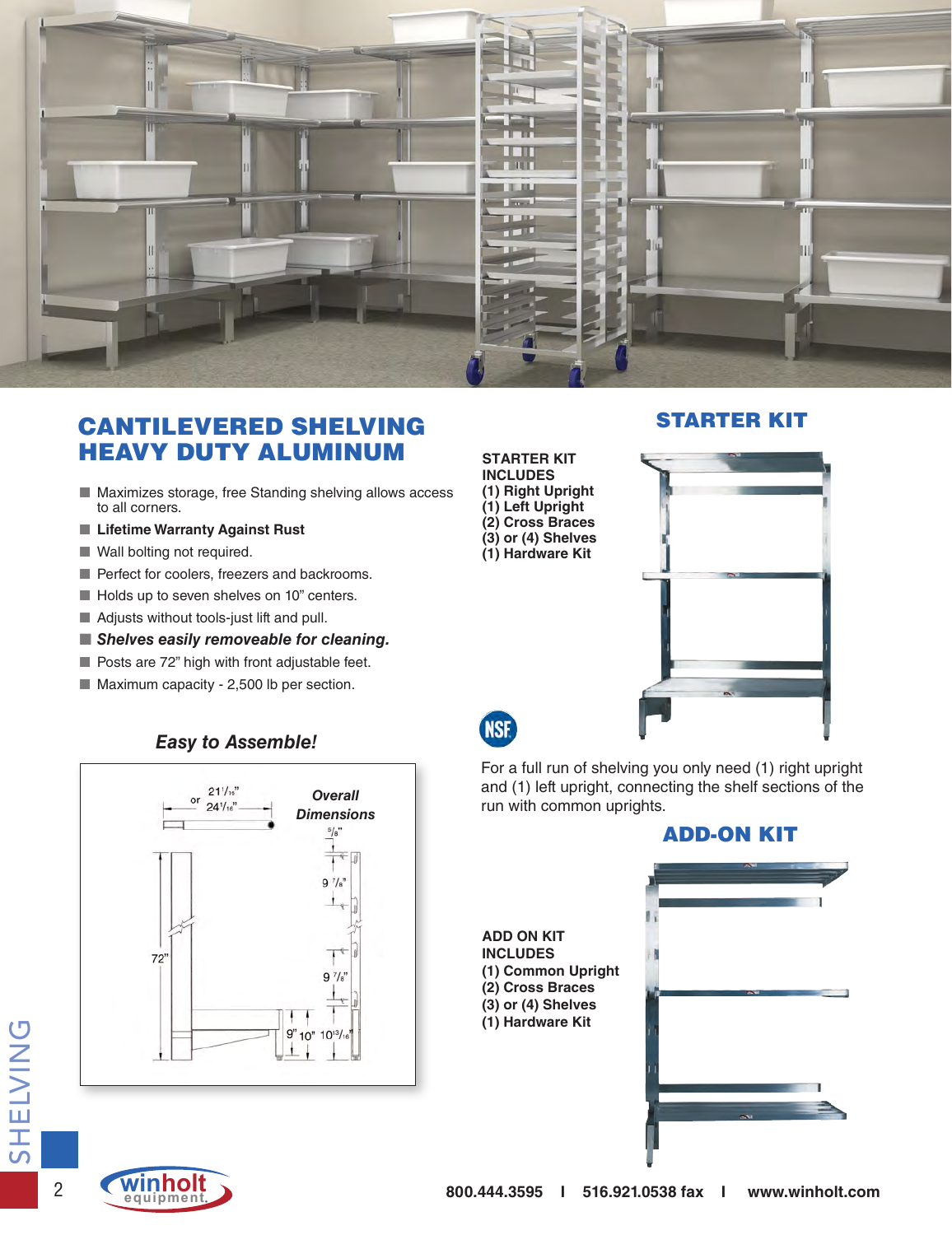# CANTILEVERED SHELVING HEAVY DUTY ALUMINUM

- Maximizes storage, free Standing shelving allows access to all corners.
- **Lifetime Warranty Against Rust**
- Wall bolting not required.
- Perfect for coolers, freezers and backrooms.
- Holds up to seven shelves on 10" centers.
- Adjusts without tools-just lift and pull.
- ***Shelves easily removeable for cleaning.***
- Posts are 72" high with front adjustable feet.
- Maximum capacity - 2,500 lb per section.

### *Easy to Assemble!*

*Overall Dimensions*

21 1/16" or 24 1/16"

72"

5/8"

9 7/8"

9 7/8"

9" 10" 10 13/16"

## STARTER KIT

**STARTER KIT INCLUDES**
**(1) Right Upright**
**(1) Left Upright**
**(2) Cross Braces**
**(3) or (4) Shelves**
**(1) Hardware Kit**

NSF

For a full run of shelving you only need (1) right upright and (1) left upright, connecting the shelf sections of the run with common uprights.

## ADD-ON KIT

**ADD ON KIT INCLUDES**
**(1) Common Upright**
**(2) Cross Braces**
**(3) or (4) Shelves**
**(1) Hardware Kit**

SHELVING

winholt equipment

800.444.3595 | 516.921.0538 fax | www.winholt.com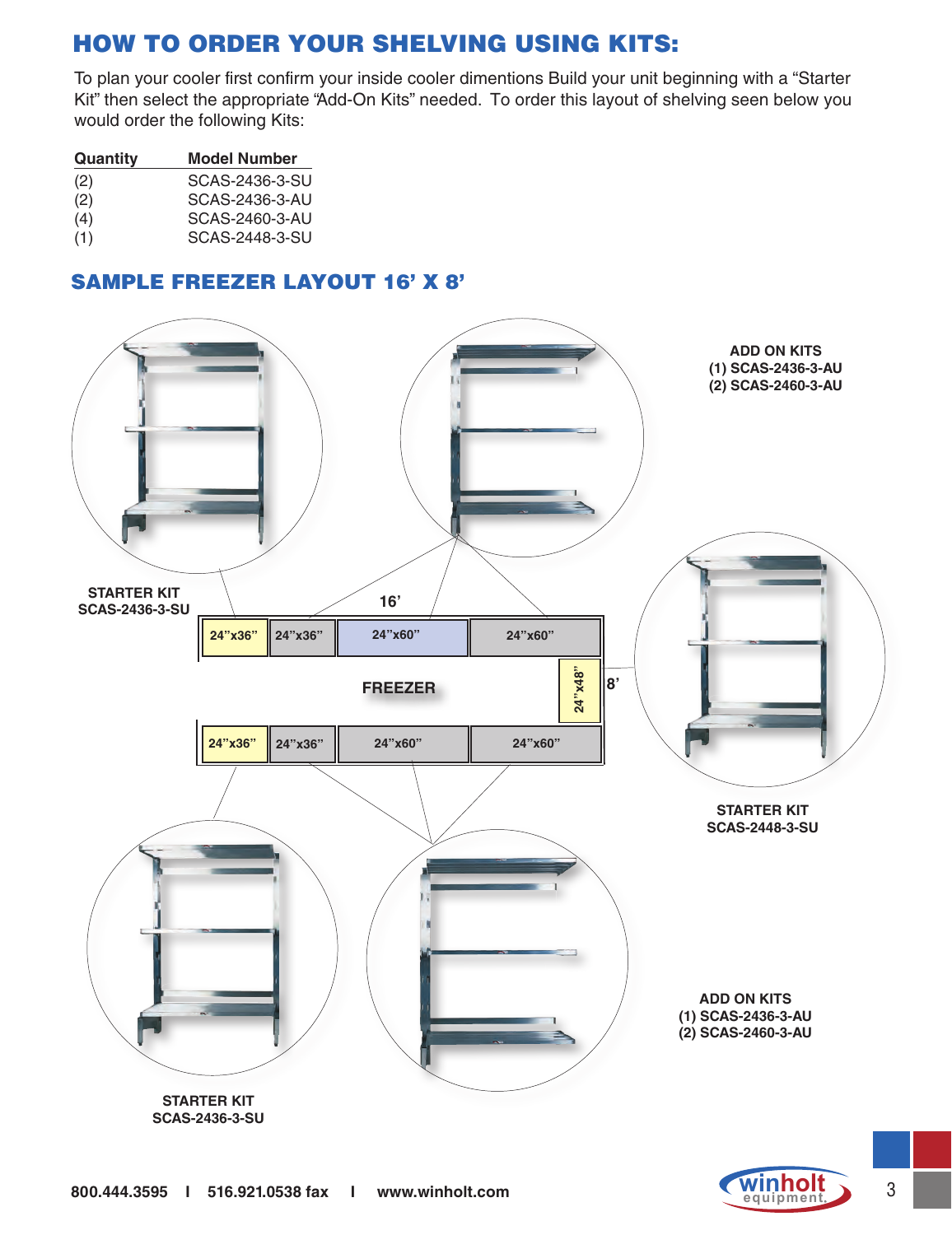## HOW TO ORDER YOUR SHELVING USING KITS:

To plan your cooler first confirm your inside cooler dimentions Build your unit beginning with a "Starter Kit" then select the appropriate "Add-On Kits" needed. To order this layout of shelving seen below you would order the following Kits:

| Quantity | Model Number |
|---|---|
| (2) | SCAS-2436-3-SU |
| (2) | SCAS-2436-3-AU |
| (4) | SCAS-2460-3-AU |
| (1) | SCAS-2448-3-SU |

### SAMPLE FREEZER LAYOUT 16' X 8'

**ADD ON KITS**
**(1) SCAS-2436-3-AU**
**(2) SCAS-2460-3-AU**

**STARTER KIT**
**SCAS-2436-3-SU**

16'

24"x36" | 24"x36" | 24"x60" | 24"x60"

FREEZER

24"x48"

8'

24"x36" | 24"x36" | 24"x60" | 24"x60"

**STARTER KIT**
**SCAS-2448-3-SU**

**ADD ON KITS**
**(1) SCAS-2436-3-AU**
**(2) SCAS-2460-3-AU**

**STARTER KIT**
**SCAS-2436-3-SU**

800.444.3595 | 516.921.0538 fax | www.winholt.com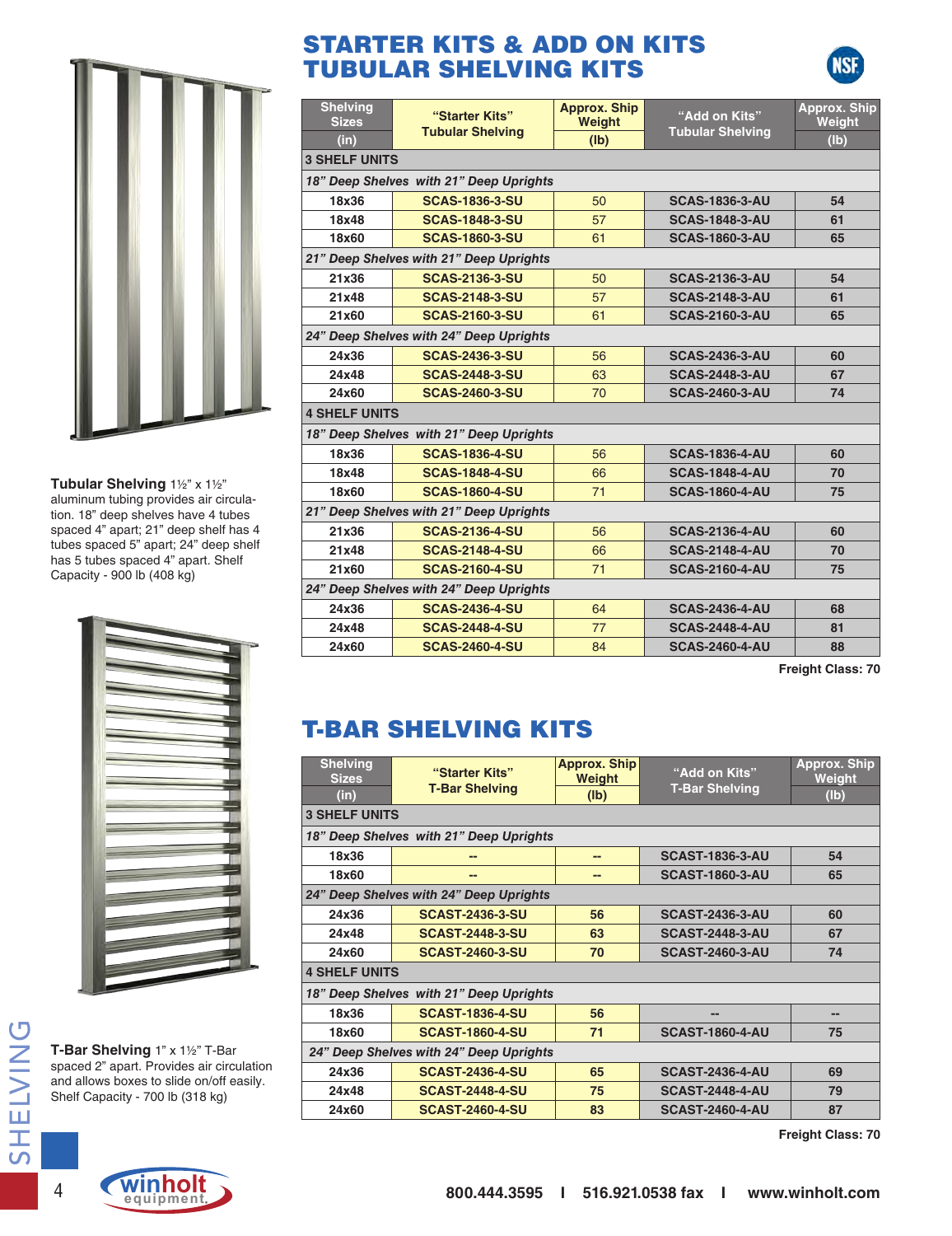# STARTER KITS & ADD ON KITS TUBULAR SHELVING KITS

**Tubular Shelving** 1½" x 1½" aluminum tubing provides air circulation. 18" deep shelves have 4 tubes spaced 4" apart; 21" deep shelf has 4 tubes spaced 5" apart; 24" deep shelf has 5 tubes spaced 4" apart. Shelf Capacity - 900 lb (408 kg)

| Shelving Sizes (in) | "Starter Kits" Tubular Shelving | Approx. Ship Weight (lb) | "Add on Kits" Tubular Shelving | Approx. Ship Weight (lb) |
|---|---|---|---|---|
| **3 SHELF UNITS** | | | | |
| *18" Deep Shelves with 21" Deep Uprights* | | | | |
| 18x36 | SCAS-1836-3-SU | 50 | SCAS-1836-3-AU | 54 |
| 18x48 | SCAS-1848-3-SU | 57 | SCAS-1848-3-AU | 61 |
| 18x60 | SCAS-1860-3-SU | 61 | SCAS-1860-3-AU | 65 |
| *21" Deep Shelves with 21" Deep Uprights* | | | | |
| 21x36 | SCAS-2136-3-SU | 50 | SCAS-2136-3-AU | 54 |
| 21x48 | SCAS-2148-3-SU | 57 | SCAS-2148-3-AU | 61 |
| 21x60 | SCAS-2160-3-SU | 61 | SCAS-2160-3-AU | 65 |
| *24" Deep Shelves with 24" Deep Uprights* | | | | |
| 24x36 | SCAS-2436-3-SU | 56 | SCAS-2436-3-AU | 60 |
| 24x48 | SCAS-2448-3-SU | 63 | SCAS-2448-3-AU | 67 |
| 24x60 | SCAS-2460-3-SU | 70 | SCAS-2460-3-AU | 74 |
| **4 SHELF UNITS** | | | | |
| *18" Deep Shelves with 21" Deep Uprights* | | | | |
| 18x36 | SCAS-1836-4-SU | 56 | SCAS-1836-4-AU | 60 |
| 18x48 | SCAS-1848-4-SU | 66 | SCAS-1848-4-AU | 70 |
| 18x60 | SCAS-1860-4-SU | 71 | SCAS-1860-4-AU | 75 |
| *21" Deep Shelves with 21" Deep Uprights* | | | | |
| 21x36 | SCAS-2136-4-SU | 56 | SCAS-2136-4-AU | 60 |
| 21x48 | SCAS-2148-4-SU | 66 | SCAS-2148-4-AU | 70 |
| 21x60 | SCAS-2160-4-SU | 71 | SCAS-2160-4-AU | 75 |
| *24" Deep Shelves with 24" Deep Uprights* | | | | |
| 24x36 | SCAS-2436-4-SU | 64 | SCAS-2436-4-AU | 68 |
| 24x48 | SCAS-2448-4-SU | 77 | SCAS-2448-4-AU | 81 |
| 24x60 | SCAS-2460-4-SU | 84 | SCAS-2460-4-AU | 88 |

**Freight Class: 70**

# T-BAR SHELVING KITS

**T-Bar Shelving** 1" x 1½" T-Bar spaced 2" apart. Provides air circulation and allows boxes to slide on/off easily. Shelf Capacity - 700 lb (318 kg)

| Shelving Sizes (in) | "Starter Kits" T-Bar Shelving | Approx. Ship Weight (lb) | "Add on Kits" T-Bar Shelving | Approx. Ship Weight (lb) |
|---|---|---|---|---|
| **3 SHELF UNITS** | | | | |
| *18" Deep Shelves with 21" Deep Uprights* | | | | |
| 18x36 | -- | -- | SCAST-1836-3-AU | 54 |
| 18x60 | -- | -- | SCAST-1860-3-AU | 65 |
| *24" Deep Shelves with 24" Deep Uprights* | | | | |
| 24x36 | SCAST-2436-3-SU | 56 | SCAST-2436-3-AU | 60 |
| 24x48 | SCAST-2448-3-SU | 63 | SCAST-2448-3-AU | 67 |
| 24x60 | SCAST-2460-3-SU | 70 | SCAST-2460-3-AU | 74 |
| **4 SHELF UNITS** | | | | |
| *18" Deep Shelves with 21" Deep Uprights* | | | | |
| 18x36 | SCAST-1836-4-SU | 56 | -- | -- |
| 18x60 | SCAST-1860-4-SU | 71 | SCAST-1860-4-AU | 75 |
| *24" Deep Shelves with 24" Deep Uprights* | | | | |
| 24x36 | SCAST-2436-4-SU | 65 | SCAST-2436-4-AU | 69 |
| 24x48 | SCAST-2448-4-SU | 75 | SCAST-2448-4-AU | 79 |
| 24x60 | SCAST-2460-4-SU | 83 | SCAST-2460-4-AU | 87 |

**Freight Class: 70**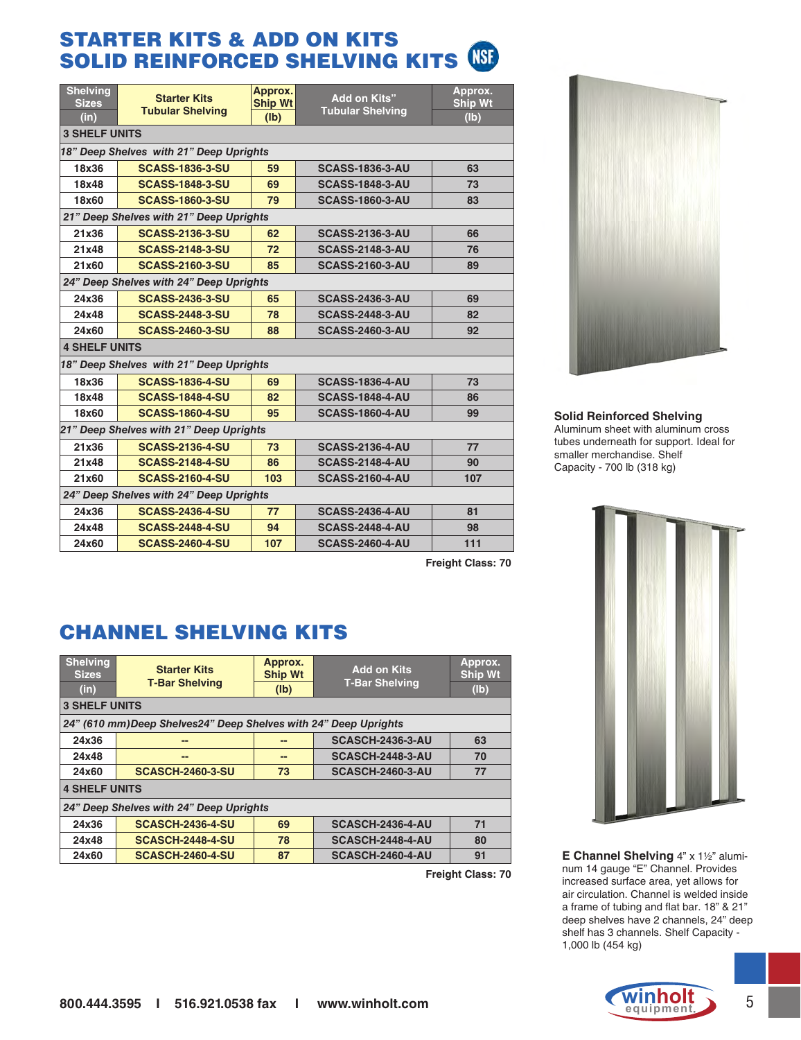# STARTER KITS & ADD ON KITS
# SOLID REINFORCED SHELVING KITS

| Shelving Sizes (in) | Starter Kits Tubular Shelving | Approx. Ship Wt (lb) | Add on Kits" Tubular Shelving | Approx. Ship Wt (lb) |
|---|---|---|---|---|
| **3 SHELF UNITS** | | | | |
| *18" Deep Shelves with 21" Deep Uprights* | | | | |
| 18x36 | SCASS-1836-3-SU | 59 | SCASS-1836-3-AU | 63 |
| 18x48 | SCASS-1848-3-SU | 69 | SCASS-1848-3-AU | 73 |
| 18x60 | SCASS-1860-3-SU | 79 | SCASS-1860-3-AU | 83 |
| *21" Deep Shelves with 21" Deep Uprights* | | | | |
| 21x36 | SCASS-2136-3-SU | 62 | SCASS-2136-3-AU | 66 |
| 21x48 | SCASS-2148-3-SU | 72 | SCASS-2148-3-AU | 76 |
| 21x60 | SCASS-2160-3-SU | 85 | SCASS-2160-3-AU | 89 |
| *24" Deep Shelves with 24" Deep Uprights* | | | | |
| 24x36 | SCASS-2436-3-SU | 65 | SCASS-2436-3-AU | 69 |
| 24x48 | SCASS-2448-3-SU | 78 | SCASS-2448-3-AU | 82 |
| 24x60 | SCASS-2460-3-SU | 88 | SCASS-2460-3-AU | 92 |
| **4 SHELF UNITS** | | | | |
| *18" Deep Shelves with 21" Deep Uprights* | | | | |
| 18x36 | SCASS-1836-4-SU | 69 | SCASS-1836-4-AU | 73 |
| 18x48 | SCASS-1848-4-SU | 82 | SCASS-1848-4-AU | 86 |
| 18x60 | SCASS-1860-4-SU | 95 | SCASS-1860-4-AU | 99 |
| *21" Deep Shelves with 21" Deep Uprights* | | | | |
| 21x36 | SCASS-2136-4-SU | 73 | SCASS-2136-4-AU | 77 |
| 21x48 | SCASS-2148-4-SU | 86 | SCASS-2148-4-AU | 90 |
| 21x60 | SCASS-2160-4-SU | 103 | SCASS-2160-4-AU | 107 |
| *24" Deep Shelves with 24" Deep Uprights* | | | | |
| 24x36 | SCASS-2436-4-SU | 77 | SCASS-2436-4-AU | 81 |
| 24x48 | SCASS-2448-4-SU | 94 | SCASS-2448-4-AU | 98 |
| 24x60 | SCASS-2460-4-SU | 107 | SCASS-2460-4-AU | 111 |

**Freight Class: 70**

**Solid Reinforced Shelving**
Aluminum sheet with aluminum cross tubes underneath for support. Ideal for smaller merchandise. Shelf Capacity - 700 lb (318 kg)

# CHANNEL SHELVING KITS

| Shelving Sizes (in) | Starter Kits T-Bar Shelving | Approx. Ship Wt (lb) | Add on Kits T-Bar Shelving | Approx. Ship Wt (lb) |
|---|---|---|---|---|
| **3 SHELF UNITS** | | | | |
| *24" (610 mm)Deep Shelves24" Deep Shelves with 24" Deep Uprights* | | | | |
| 24x36 | -- | -- | SCASCH-2436-3-AU | 63 |
| 24x48 | -- | -- | SCASCH-2448-3-AU | 70 |
| 24x60 | SCASCH-2460-3-SU | 73 | SCASCH-2460-3-AU | 77 |
| **4 SHELF UNITS** | | | | |
| *24" Deep Shelves with 24" Deep Uprights* | | | | |
| 24x36 | SCASCH-2436-4-SU | 69 | SCASCH-2436-4-AU | 71 |
| 24x48 | SCASCH-2448-4-SU | 78 | SCASCH-2448-4-AU | 80 |
| 24x60 | SCASCH-2460-4-SU | 87 | SCASCH-2460-4-AU | 91 |

**Freight Class: 70**

**E Channel Shelving** 4" x 1½" aluminum 14 gauge "E" Channel. Provides increased surface area, yet allows for air circulation. Channel is welded inside a frame of tubing and flat bar. 18" & 21" deep shelves have 2 channels, 24" deep shelf has 3 channels. Shelf Capacity - 1,000 lb (454 kg)

800.444.3595 | 516.921.0538 fax | www.winholt.com